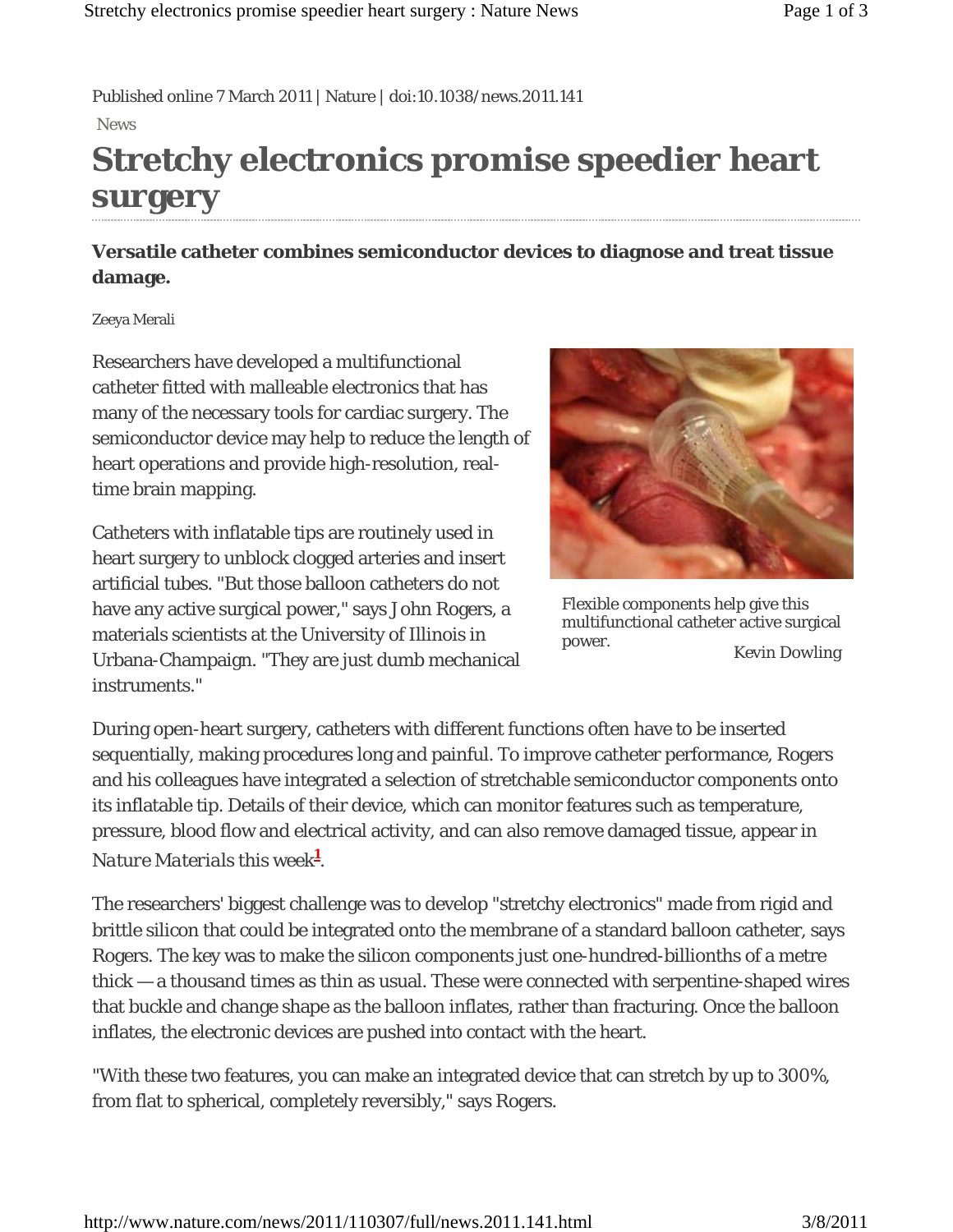Published online 7 March 2011 | Nature | doi:10.1038/news.2011.141

News

# Stretchy electronics promise speedier heart surgery

**Versatile catheter combines semiconductor devices to diagnose and treat tissue damage.**

Zeeya Merali

Researchers have developed a multifunctional catheter fitted with malleable electronics that has many of the necessary tools for cardiac surgery. The semiconductor device may help to reduce the length of heart operations and provide high-resolution, real-time brain mapping.

Catheters with inflatable tips are routinely used in heart surgery to unblock clogged arteries and insert artificial tubes. "But those balloon catheters do not have any active surgical power," says John Rogers, a materials scientists at the University of Illinois in Urbana-Champaign. "They are just dumb mechanical instruments."

Flexible components help give this multifunctional catheter active surgical power. Kevin Dowling

During open-heart surgery, catheters with different functions often have to be inserted sequentially, making procedures long and painful. To improve catheter performance, Rogers and his colleagues have integrated a selection of stretchable semiconductor components onto its inflatable tip. Details of their device, which can monitor features such as temperature, pressure, blood flow and electrical activity, and can also remove damaged tissue, appear in *Nature Materials* this week[1].

The researchers' biggest challenge was to develop "stretchy electronics" made from rigid and brittle silicon that could be integrated onto the membrane of a standard balloon catheter, says Rogers. The key was to make the silicon components just one-hundred-billionths of a metre thick — a thousand times as thin as usual. These were connected with serpentine-shaped wires that buckle and change shape as the balloon inflates, rather than fracturing. Once the balloon inflates, the electronic devices are pushed into contact with the heart.

"With these two features, you can make an integrated device that can stretch by up to 300%, from flat to spherical, completely reversibly," says Rogers.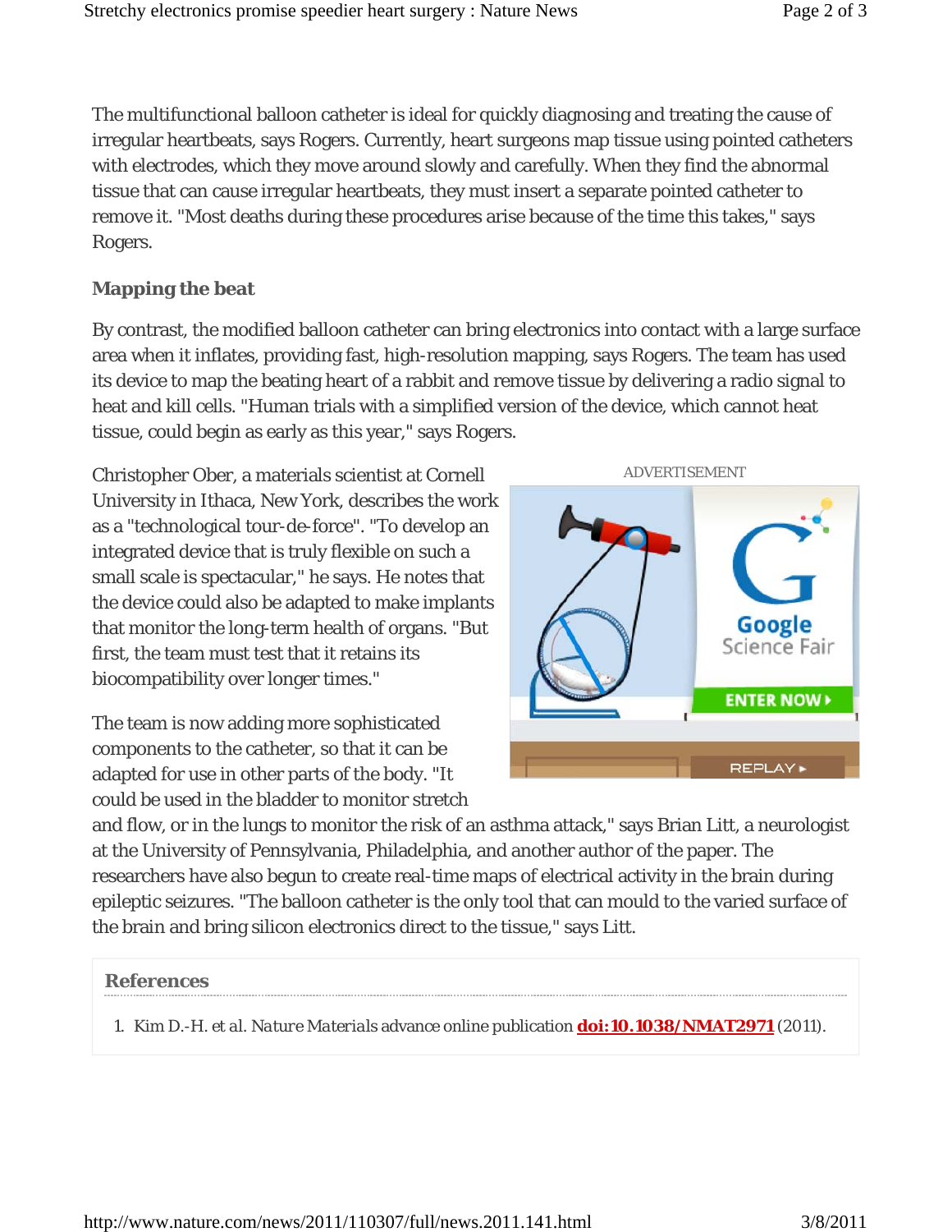The multifunctional balloon catheter is ideal for quickly diagnosing and treating the cause of irregular heartbeats, says Rogers. Currently, heart surgeons map tissue using pointed catheters with electrodes, which they move around slowly and carefully. When they find the abnormal tissue that can cause irregular heartbeats, they must insert a separate pointed catheter to remove it. "Most deaths during these procedures arise because of the time this takes," says Rogers.

### Mapping the beat

By contrast, the modified balloon catheter can bring electronics into contact with a large surface area when it inflates, providing fast, high-resolution mapping, says Rogers. The team has used its device to map the beating heart of a rabbit and remove tissue by delivering a radio signal to heat and kill cells. "Human trials with a simplified version of the device, which cannot heat tissue, could begin as early as this year," says Rogers.

Christopher Ober, a materials scientist at Cornell University in Ithaca, New York, describes the work as a "technological tour-de-force". "To develop an integrated device that is truly flexible on such a small scale is spectacular," he says. He notes that the device could also be adapted to make implants that monitor the long-term health of organs. "But first, the team must test that it retains its biocompatibility over longer times."

The team is now adding more sophisticated components to the catheter, so that it can be adapted for use in other parts of the body. "It could be used in the bladder to monitor stretch and flow, or in the lungs to monitor the risk of an asthma attack," says Brian Litt, a neurologist at the University of Pennsylvania, Philadelphia, and another author of the paper. The researchers have also begun to create real-time maps of electrical activity in the brain during epileptic seizures. "The balloon catheter is the only tool that can mould to the varied surface of the brain and bring silicon electronics direct to the tissue," says Litt.

### References

1. Kim D.-H. et al. *Nature Materials* advance online publication **doi:10.1038/NMAT2971** (2011).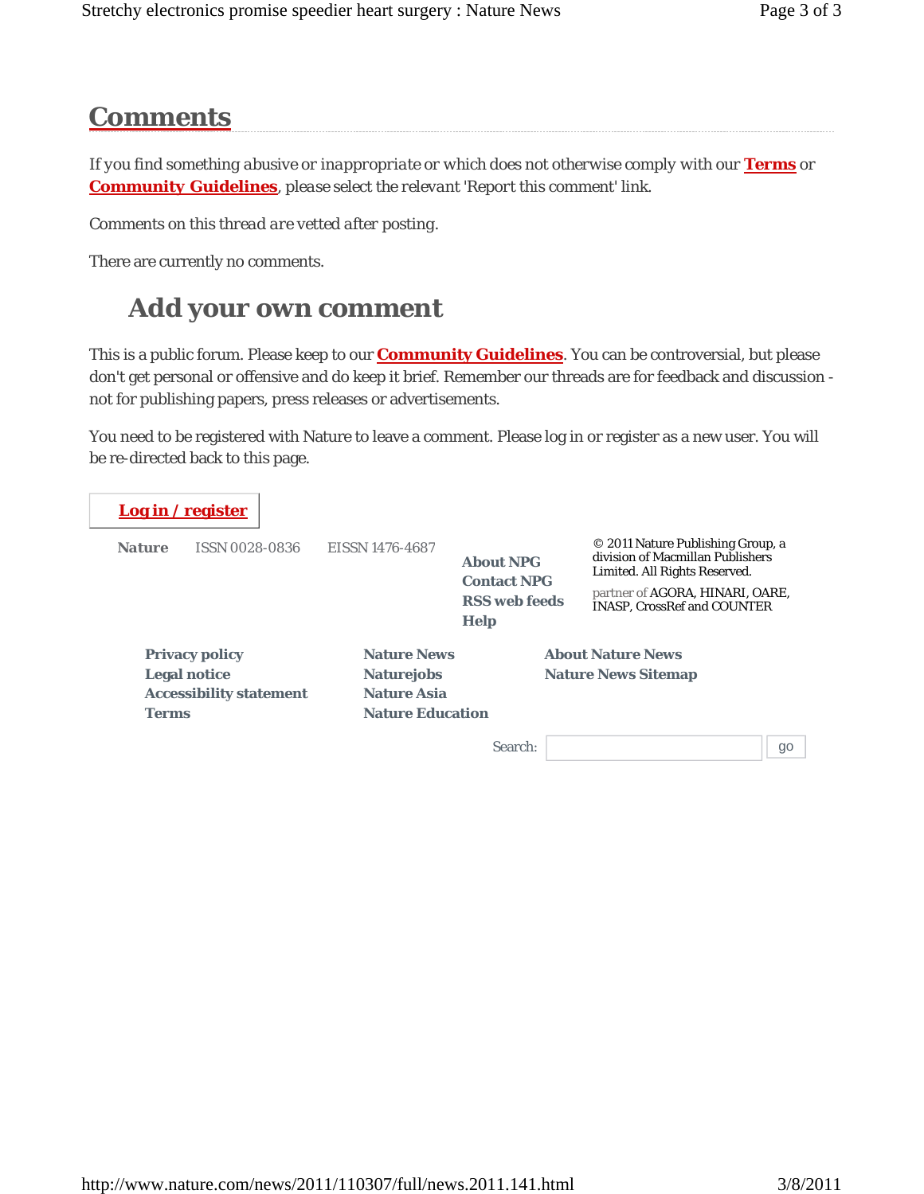## Comments

If you find something abusive or inappropriate or which does not otherwise comply with our **Terms** or **Community Guidelines**, please select the relevant 'Report this comment' link.

Comments on this thread are vetted after posting.

There are currently no comments.

### Add your own comment

This is a public forum. Please keep to our **Community Guidelines**. You can be controversial, but please don't get personal or offensive and do keep it brief. Remember our threads are for feedback and discussion - not for publishing papers, press releases or advertisements.

You need to be registered with Nature to leave a comment. Please log in or register as a new user. You will be re-directed back to this page.

**Log in / register**

**Nature** ISSN 0028-0836 EISSN 1476-4687

**About NPG**
**Contact NPG**
**RSS web feeds**
**Help**

© 2011 Nature Publishing Group, a division of Macmillan Publishers Limited. All Rights Reserved.

partner of AGORA, HINARI, OARE, INASP, CrossRef and COUNTER

**Privacy policy**
**Legal notice**
**Accessibility statement**
**Terms**

**Nature News**
**Naturejobs**
**Nature Asia**
**Nature Education**

**About Nature News**
**Nature News Sitemap**

Search: go